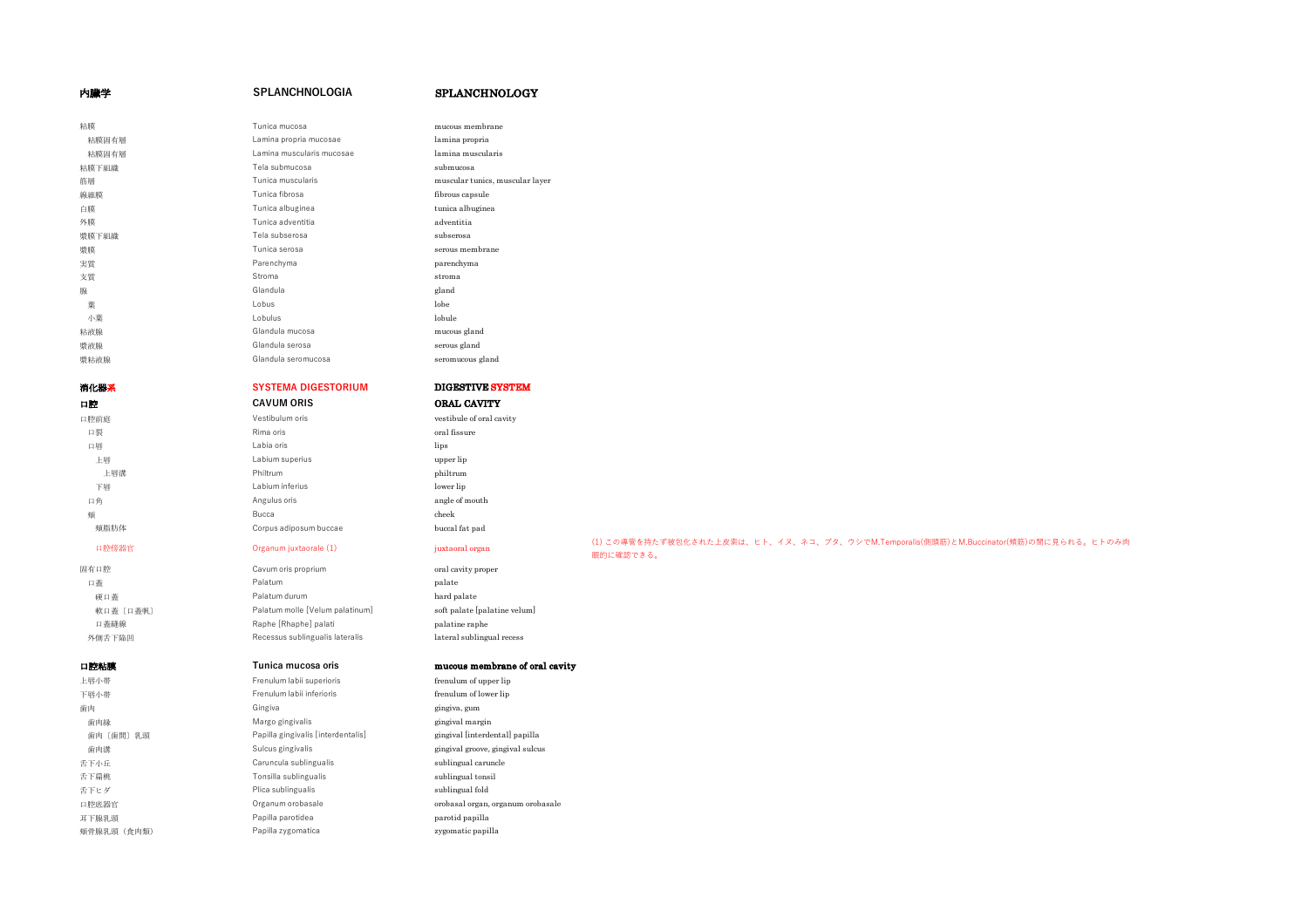| 内臓学 | SPLANCHNOLOGIA | SPLANCHNOLOGY | |
|---|---|---|---|
| 粘膜 | Tunica mucosa | mucous membrane | |
| 粘膜固有層 | Lamina propria mucosae | lamina propria | |
| 粘膜固有層 | Lamina muscularis mucosae | lamina muscularis | |
| 粘膜下組織 | Tela submucosa | submucosa | |
| 筋層 | Tunica muscularis | muscular tunics, muscular layer | |
| 線維膜 | Tunica fibrosa | fibrous capsule | |
| 白膜 | Tunica albuginea | tunica albuginea | |
| 外膜 | Tunica adventitia | adventitia | |
| 漿膜下組織 | Tela subserosa | subserosa | |
| 漿膜 | Tunica serosa | serous membrane | |
| 実質 | Parenchyma | parenchyma | |
| 支質 | Stroma | stroma | |
| 腺 | Glandula | gland | |
| 葉 | Lobus | lobe | |
| 小葉 | Lobulus | lobule | |
| 粘液腺 | Glandula mucosa | mucous gland | |
| 漿液腺 | Glandula serosa | serous gland | |
| 漿粘液腺 | Glandula seromucosa | seromucous gland | |
| **消化器系** | **SYSTEMA DIGESTORIUM** | **DIGESTIVE SYSTEM** | |
| **口腔** | **CAVUM ORIS** | **ORAL CAVITY** | |
| 口腔前庭 | Vestibulum oris | vestibule of oral cavity | |
| 口裂 | Rima oris | oral fissure | |
| 口唇 | Labia oris | lips | |
| 上唇 | Labium superius | upper lip | |
| 上唇溝 | Philtrum | philtrum | |
| 下唇 | Labium inferius | lower lip | |
| 口角 | Angulus oris | angle of mouth | |
| 頬 | Bucca | cheek | |
| 頬脂肪体 | Corpus adiposum buccae | buccal fat pad | |
| 口腔傍器官 | Organum juxtaorale (1) | juxtaoral organ | (1) この導管を持たず被包化された上皮索は、ヒト、イヌ、ネコ、ブタ、ウシでM.Temporalis(側頭筋)とM.Buccinator(頬筋)の間に見られる。ヒトのみ肉眼的に確認できる。 |
| 固有口腔 | Cavum oris proprium | oral cavity proper | |
| 口蓋 | Palatum | palate | |
| 硬口蓋 | Palatum durum | hard palate | |
| 軟口蓋〔口蓋帆〕 | Palatum molle [Velum palatinum] | soft palate [palatine velum] | |
| 口蓋縫線 | Raphe [Rhaphe] palati | palatine raphe | |
| 外側舌下陥凹 | Recessus sublingualis lateralis | lateral sublingual recess | |
| **口腔粘膜** | **Tunica mucosa oris** | **mucous membrane of oral cavity** | |
| 上唇小帯 | Frenulum labii superioris | frenulum of upper lip | |
| 下唇小帯 | Frenulum labii inferioris | frenulum of lower lip | |
| 歯肉 | Gingiva | gingiva, gum | |
| 歯肉縁 | Margo gingivalis | gingival margin | |
| 歯肉〔歯間〕乳頭 | Papilla gingivalis [interdentalis] | gingival [interdental] papilla | |
| 歯肉溝 | Sulcus gingivalis | gingival groove, gingival sulcus | |
| 舌下小丘 | Caruncula sublingualis | sublingual caruncle | |
| 舌下扁桃 | Tonsilla sublingualis | sublingual tonsil | |
| 舌下ヒダ | Plica sublingualis | sublingual fold | |
| 口腔底器官 | Organum orobasale | orobasal organ, organum orobasale | |
| 耳下腺乳頭 | Papilla parotidea | parotid papilla | |
| 頬骨腺乳頭（食肉類） | Papilla zygomatica | zygomatic papilla | |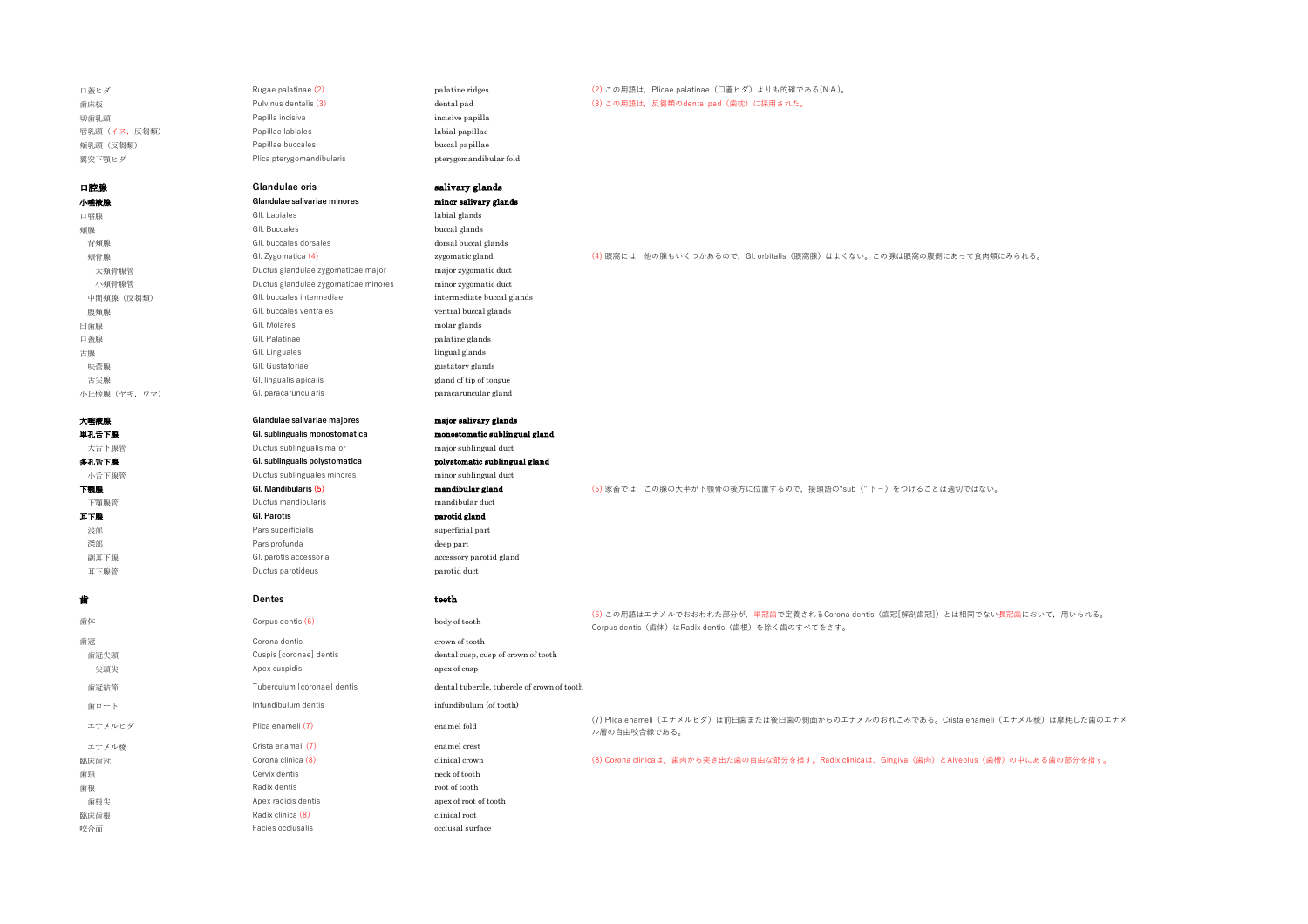| 日本語 | Latin | English | Notes |
|---|---|---|---|
| 口蓋ヒダ | Rugae palatinae (2) | palatine ridges | (2) この用語は，Plicae palatinae（口蓋ヒダ）よりも的確である(N.A.)。 |
| 歯床板 | Pulvinus dentalis (3) | dental pad | (3) この用語は，反芻類のdental pad（歯枕）に採用された。 |
| 切歯乳頭 | Papilla incisiva | incisive papilla | |
| 唇乳頭（イヌ，反芻類） | Papillae labiales | labial papillae | |
| 頬乳頭（反芻類） | Papillae buccales | buccal papillae | |
| 翼突下顎ヒダ | Plica pterygomandibularis | pterygomandibular fold | |
| | | | |
| **口腔腺** | **Glandulae oris** | **salivary glands** | |
| **小唾液腺** | **Glandulae salivariae minores** | **minor salivary glands** | |
| 口唇腺 | Gll. Labiales | labial glands | |
| 頬腺 | Gll. Buccales | buccal glands | |
| 背頬腺 | Gll. buccales dorsales | dorsal buccal glands | |
| 頬骨腺 | Gl. Zygomatica (4) | zygomatic gland | (4) 眼窩には，他の腺もいくつかあるので，Gl. orbitalis（眼窩腺）はよくない。この腺は眼窩の腹側にあって食肉類にみられる。 |
| 大頬骨腺管 | Ductus glandulae zygomaticae major | major zygomatic duct | |
| 小頬骨腺管 | Ductus glandulae zygomaticae minores | minor zygomatic duct | |
| 中間頬腺（反芻類） | Gll. buccales intermediae | intermediate buccal glands | |
| 腹頬腺 | Gll. buccales ventrales | ventral buccal glands | |
| 臼歯腺 | Gll. Molares | molar glands | |
| 口蓋腺 | Gll. Palatinae | palatine glands | |
| 舌腺 | Gll. Linguales | lingual glands | |
| 味蕾腺 | Gll. Gustatoriae | gustatory glands | |
| 舌尖腺 | Gl. lingualis apicalis | gland of tip of tongue | |
| 小丘傍腺（ヤギ，ウマ） | Gl. paracaruncularis | paracaruncular gland | |
| | | | |
| **大唾液腺** | **Glandulae salivariae majores** | **major salivary glands** | |
| **単孔舌下腺** | **Gl. sublingualis monostomatica** | **monostomatic sublingual gland** | |
| 大舌下腺管 | Ductus sublingualis major | major sublingual duct | |
| **多孔舌下腺** | **Gl. sublingualis polystomatica** | **polystomatic sublingual gland** | |
| 小舌下腺管 | Ductus sublinguales minores | minor sublingual duct | |
| **下顎腺** | **Gl. Mandibularis (5)** | **mandibular gland** | (5) 家畜では，この腺の大半が下顎骨の後方に位置するので，接頭語の"sub（"下－）をつけることは適切ではない。 |
| 下顎腺管 | Ductus mandibularis | mandibular duct | |
| **耳下腺** | **Gl. Parotis** | **parotid gland** | |
| 浅部 | Pars superficialis | superficial part | |
| 深部 | Pars profunda | deep part | |
| 副耳下腺 | Gl. parotis accessoria | accessory parotid gland | |
| 耳下腺管 | Ductus parotideus | parotid duct | |
| | | | |
| **歯** | **Dentes** | **teeth** | |
| 歯体 | Corpus dentis (6) | body of tooth | (6) この用語はエナメルでおおわれた部分が，単冠歯で定義されるCorona dentis（歯冠[解剖歯冠]）とは相同でない長冠歯において，用いられる。Corpus dentis（歯体）はRadix dentis（歯根）を除く歯のすべてをさす。 |
| 歯冠 | Corona dentis | crown of tooth | |
| 歯冠尖頭 | Cuspis [coronae] dentis | dental cusp, cusp of crown of tooth | |
| 尖頭尖 | Apex cuspidis | apex of cusp | |
| 歯冠結節 | Tuberculum [coronae] dentis | dental tubercle, tubercle of crown of tooth | |
| 歯ロート | Infundlbulum dentis | infundibulum (of tooth) | |
| エナメルヒダ | Plica enameli (7) | enamel fold | (7) Plica enameli（エナメルヒダ）は前臼歯または後臼歯の側面からのエナメルのおれこみである。Crista enameli（エナメル稜）は摩耗した歯のエナメル層の自由咬合縁である。 |
| エナメル稜 | Crista enameli (7) | enamel crest | |
| 臨床歯冠 | Corona clinica (8) | clinical crown | (8) Corona clinicaは，歯肉から突き出た歯の自由な部分を指す。Radix clinicaは，Gingiva（歯肉）とAlveolus（歯槽）の中にある歯の部分を指す。 |
| 歯頸 | Cervix dentis | neck of tooth | |
| 歯根 | Radix dentis | root of tooth | |
| 歯根尖 | Apex radicis dentis | apex of root of tooth | |
| 臨床歯根 | Radix clinica (8) | clinical root | |
| 咬合面 | Facies occlusalis | occlusal surface | |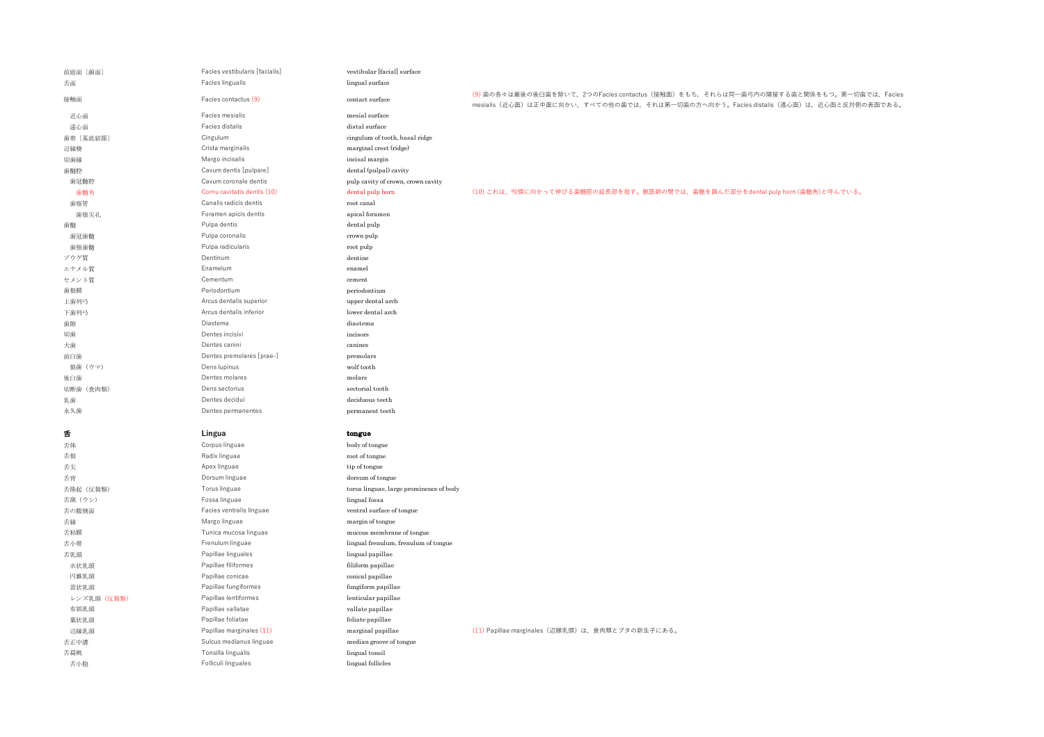| | | | |
|---|---|---|---|
| 前庭面〔頬面〕 | Facies vestibularis [facialis] | vestibular [facial] surface | |
| 舌面 | Facies lingualis | lingual surface | |
| 接触面 | Facies contactus (9) | contact surface | (9) 歯の各々は最後の後臼歯を除いて，2つのFacies contactus（接触面）をもち，それらは同一歯弓内の隣接する歯と関係をもつ。第一切歯では，Facies mesialis（近心面）は正中面に向かい，すべての他の歯では，それは第一切歯の方へ向かう。Facies distalis（遠心面）は，近心面と反対側の表面である。 |
| 　近心面 | Facies mesialis | mesial surface | |
| 　遠心面 | Facies distalis | distal surface | |
| 歯帯〔基底結節〕 | Cingulum | cingulum of tooth, basal ridge | |
| 辺縁稜 | Crista marginalis | marginal crest (ridge) | |
| 切歯縁 | Margo incisalis | incisal margin | |
| 歯髄腔 | Cavum dentis [pulpare] | dental (pulpal) cavity | |
| 　歯冠髄腔 | Cavum coronale dentis | pulp cavity of crown, crown cavity | |
| 　　歯髄角 | Cornu cavitatis dentis (10) | dental pulp horn | (10) これは，咬頭に向かって伸びる歯髄腔の延長部を指す。獣医師の間では，歯髄を囲んだ部分をdental pulp horn (歯髄角)と呼んでいる。 |
| 　歯根管 | Canalis radicis dentis | root canal | |
| 　　歯根尖孔 | Foramen apicis dentis | apical foramen | |
| 歯髄 | Pulpa dentis | dental pulp | |
| 　歯冠歯髄 | Pulpa coronalis | crown pulp | |
| 　歯根歯髄 | Pulpa radicularis | root pulp | |
| ゾウゲ質 | Dentinum | dentine | |
| エナメル質 | Enamelum | enamel | |
| セメント質 | Cementum | cement | |
| 歯根膜 | Periodontium | periodontium | |
| 上歯列弓 | Arcus dentalis superior | upper dental arch | |
| 下歯列弓 | Arcus dentalis inferior | lower dental arch | |
| 歯隙 | Diastema | diastema | |
| 切歯 | Dentes incisivi | incisors | |
| 犬歯 | Dentes canini | canines | |
| 前臼歯 | Dentes premolares [prae-] | premolars | |
| 　狼歯（ウマ） | Dens lupinus | wolf tooth | |
| 後臼歯 | Dentes molares | molars | |
| 切断歯（食肉類） | Dens sectorius | sectorial tooth | |
| 乳歯 | Dentes decidui | deciduous teeth | |
| 永久歯 | Dentes permanentes | permanent teeth | |
| **舌** | **Lingua** | **tongue** | |
| 舌体 | Corpus linguae | body of tongue | |
| 舌根 | Radix linguae | root of tongue | |
| 舌尖 | Apex linguae | tip of tongue | |
| 舌背 | Dorsum linguae | dorsum of tongue | |
| 舌隆起（反芻類） | Torus linguae | torus linguae, large prominence of body | |
| 舌窩（ウシ） | Fossa linguae | lingual fossa | |
| 舌の腹側面 | Facies ventralis linguae | ventral surface of tongue | |
| 舌縁 | Margo linguae | margin of tongue | |
| 舌粘膜 | Tunica mucosa linguae | mucous membrane of tongue | |
| 舌小帯 | Frenulum linguae | lingual frenulum, frenulum of tongue | |
| 舌乳頭 | Papillae linguales | lingual papillae | |
| 　糸状乳頭 | Papillae filiformes | filiform papillae | |
| 　円錐乳頭 | Papillae conicae | conical papillae | |
| 　茸状乳頭 | Papillae fungiformes | fungiform papillae | |
| 　レンズ乳頭（反芻類） | Papillae lentiformes | lenticular papillae | |
| 　有郭乳頭 | Papillae vallatae | vallate papillae | |
| 　葉状乳頭 | Papillae foliatae | foliate papillae | |
| 　辺縁乳頭 | Papillae marginales (11) | marginal papillae | (11) Papillae marginales（辺縁乳頭）は，食肉類とブタの新生子にある。 |
| 舌正中溝 | Sulcus medianus linguae | median groove of tongue | |
| 舌扁桃 | Tonsilla lingualis | lingual tonsil | |
| 　舌小胞 | Folliculi linguales | lingual follicles | |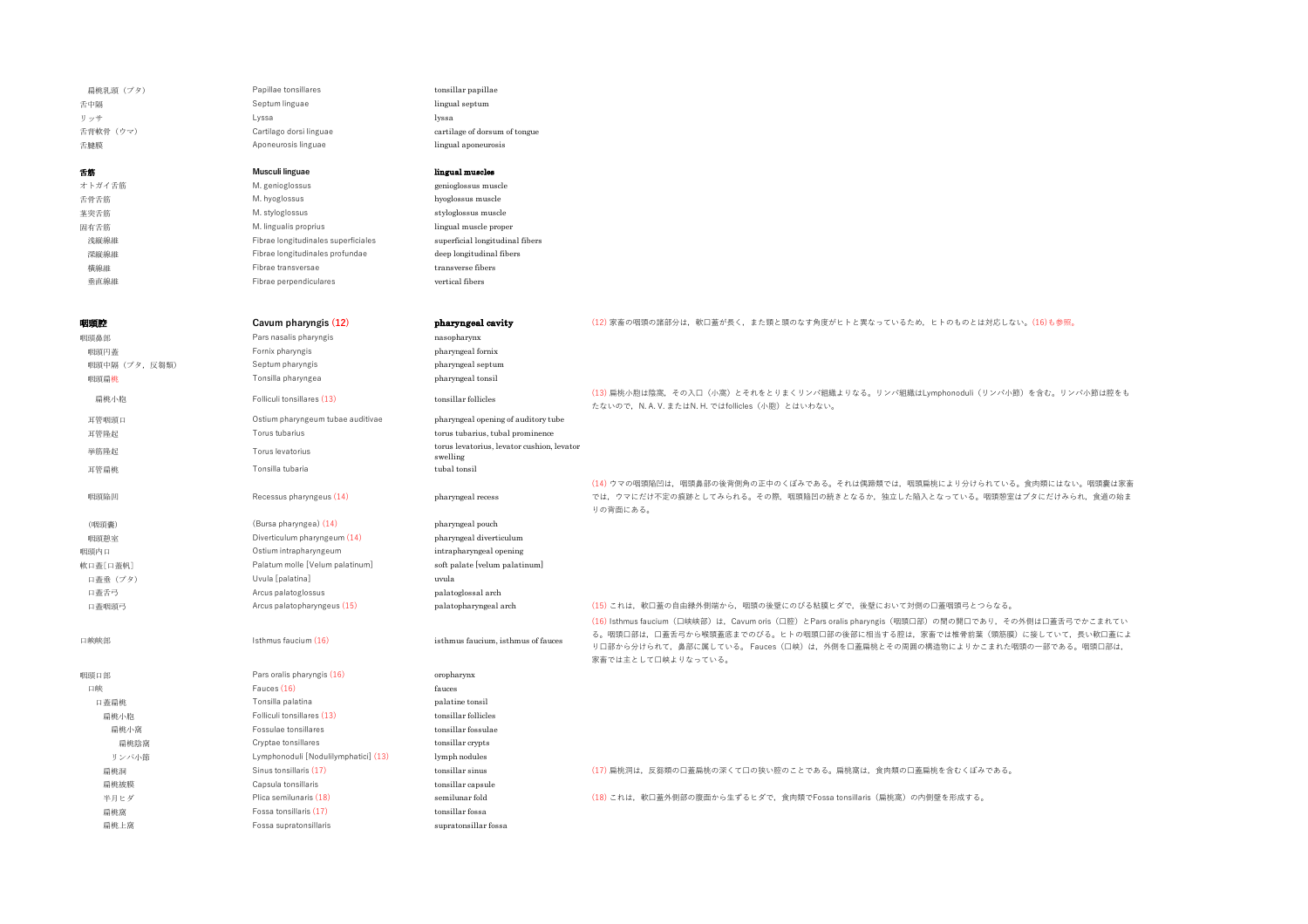| | | | |
|---|---|---|---|
| 扁桃乳頭（ブタ） | Papillae tonsillares | tonsillar papillae | |
| 舌中隔 | Septum linguae | lingual septum | |
| リッサ | Lyssa | lyssa | |
| 舌背軟骨（ウマ） | Cartilago dorsi linguae | cartilage of dorsum of tongue | |
| 舌腱膜 | Aponeurosis linguae | lingual aponeurosis | |
| | | | |
| **舌筋** | **Musculi linguae** | **lingual muscles** | |
| オトガイ舌筋 | M. genioglossus | genioglossus muscle | |
| 舌骨舌筋 | M. hyoglossus | hyoglossus muscle | |
| 茎突舌筋 | M. styloglossus | styloglossus muscle | |
| 固有舌筋 | M. lingualis proprius | lingual muscle proper | |
| 浅縦線維 | Fibrae longitudinales superficiales | superficial longitudinal fibers | |
| 深縦線維 | Fibrae longitudinales profundae | deep longitudinal fibers | |
| 横線維 | Fibrae transversae | transverse fibers | |
| 垂直線維 | Fibrae perpendiculares | vertical fibers | |
| | | | |
| **咽頭腔** | **Cavum pharyngis (12)** | **pharyngeal cavity** | (12) 家畜の咽頭の諸部分は，軟口蓋が長く，また頭と頸のなす角度がヒトと異なっているため，ヒトのものとは対応しない。(16)も参照。 |
| 咽頭鼻部 | Pars nasalis pharyngis | nasopharynx | |
| 咽頭円蓋 | Fornix pharyngis | pharyngeal fornix | |
| 咽頭中隔（ブタ，反芻類） | Septum pharyngis | pharyngeal septum | |
| 咽頭扁桃 | Tonsilla pharyngea | pharyngeal tonsil | |
| 扁桃小胞 | Folliculi tonsillares (13) | tonsillar follicles | (13) 扁桃小胞は陰窩，その入口（小窩）とそれをとりまくリンパ組織よりなる。リンパ組織はLymphonoduli（リンパ小節）を含む。リンパ小節は腔をもたないので，N. A. V. またはN. H. ではfollicles（小胞）とはいわない。 |
| 耳管咽頭口 | Ostium pharyngeum tubae auditivae | pharyngeal opening of auditory tube | |
| 耳管隆起 | Torus tubarius | torus tubarius, tubal prominence | |
| 挙筋隆起 | Torus levatorius | torus levatorius, levator cushion, levator swelling | |
| 耳管扁桃 | Tonsilla tubaria | tubal tonsil | |
| 咽頭陥凹 | Recessus pharyngeus (14) | pharyngeal recess | (14) ウマの咽頭陥凹は，咽頭鼻部の後背側角の正中のくぼみである。それは偶蹄類では，咽頭扁桃により分けられている。食肉類にはない。咽頭嚢は家畜では，ウマにだけ不定の痕跡としてみられる。その際，咽頭陥凹の続きとなるか，独立した陥入となっている。咽頭憩室はブタにだけみられ，食道の始まりの背面にある。 |
| （咽頭嚢） | (Bursa pharyngea) (14) | pharyngeal pouch | |
| 咽頭憩室 | Diverticulum pharyngeum (14) | pharyngeal diverticulum | |
| 咽頭内口 | Ostium intrapharyngeum | intrapharyngeal opening | |
| 軟口蓋［口蓋帆］ | Palatum molle [Velum palatinum] | soft palate [velum palatinum] | |
| 口蓋垂（ブタ） | Uvula [palatina] | uvula | |
| 口蓋舌弓 | Arcus palatoglossus | palatoglossal arch | |
| 口蓋咽頭弓 | Arcus palatopharyngeus (15) | palatopharyngeal arch | (15) これは，軟口蓋の自由縁外側端から，咽頭の後壁にのびる粘膜ヒダで，後壁において対側の口蓋咽頭弓とつらなる。 |
| 口峡峡部 | Isthmus faucium (16) | isthmus faucium, isthmus of fauces | (16) Isthmus faucium（口峡峡部）は，Cavum oris（口腔）とPars oralis pharyngis（咽頭口部）の間の開口であり，その外側は口蓋舌弓でかこまれている。咽頭口部は，口蓋舌弓から喉頭蓋底までのびる。ヒトの咽頭口部の後部に相当する腔は，家畜では椎骨前葉（頸筋膜）に接していて，長い軟口蓋により口部から分けられて，鼻部に属している。Fauces（口峡）は，外側を口蓋扁桃とその周囲の構造物によりかこまれた咽頭の一部である。咽頭口部は，家畜では主として口峡よりなっている。 |
| 咽頭口部 | Pars oralis pharyngis (16) | oropharynx | |
| 口峡 | Fauces (16) | fauces | |
| 口蓋扁桃 | Tonsilla palatina | palatine tonsil | |
| 扁桃小胞 | Folliculi tonsillares (13) | tonsillar follicles | |
| 扁桃小窩 | Fossulae tonsillares | tonsillar fossulae | |
| 扁桃陰窩 | Cryptae tonsillares | tonsillar crypts | |
| リンパ小節 | Lymphonoduli [Noduli lymphatici] (13) | lymph nodules | |
| 扁桃洞 | Sinus tonsillaris (17) | tonsillar sinus | (17) 扁桃洞は，反芻類の口蓋扁桃の深くて口の狭い腔のことである。扁桃窩は，食肉類の口蓋扁桃を含むくぼみである。 |
| 扁桃被膜 | Capsula tonsillaris | tonsillar capsule | |
| 半月ヒダ | Plica semilunaris (18) | semilunar fold | (18) これは，軟口蓋外側部の腹面から生ずるヒダで，食肉類でFossa tonsillaris（扁桃窩）の内側壁を形成する。 |
| 扁桃窩 | Fossa tonsillaris (17) | tonsillar fossa | |
| 扁桃上窩 | Fossa supratonsillaris | supratonsillar fossa | |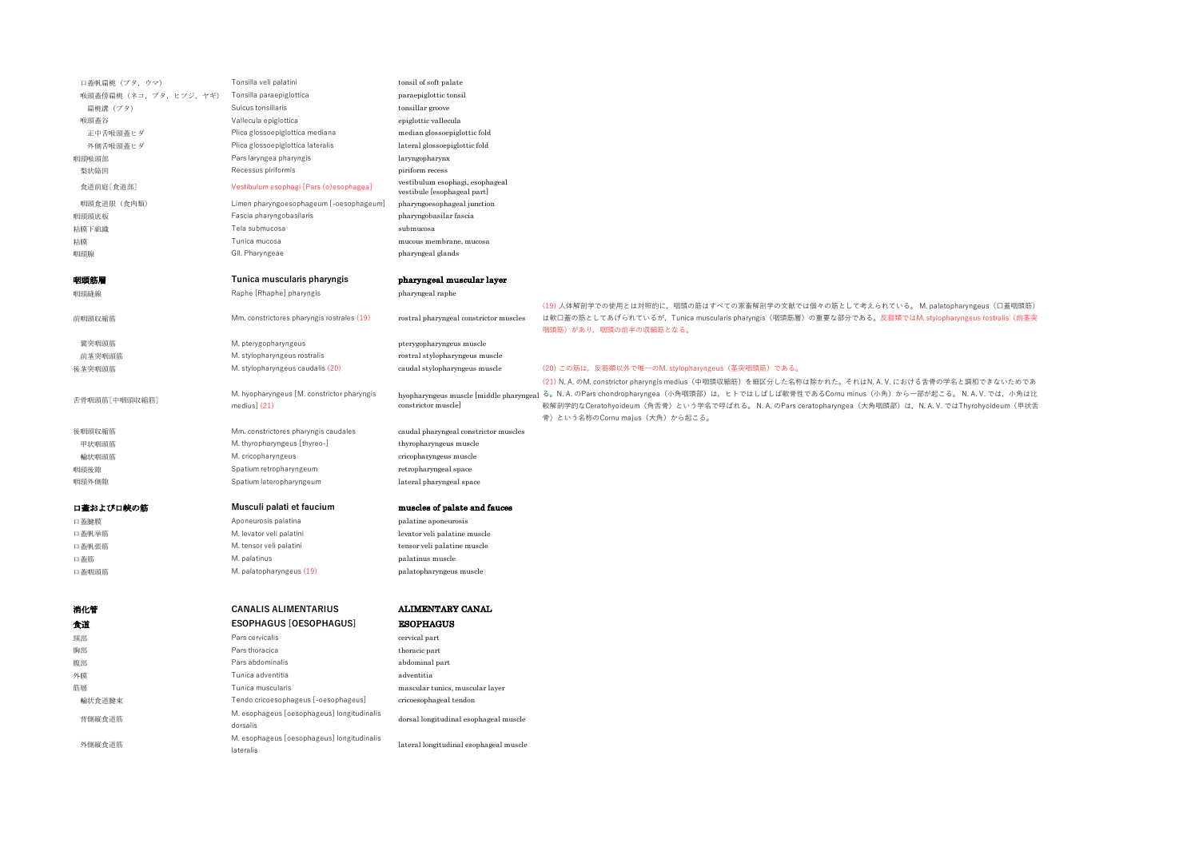| | | | |
|---|---|---|---|
| 口蓋帆扁桃（ブタ，ウマ） | Tonsilla veli palatini | tonsil of soft palate | |
| 喉頭蓋傍扁桃（ネコ，ブタ，ヒツジ，ヤギ） | Tonsilla paraepiglottica | paraepiglottic tonsil | |
| 扁桃溝（ブタ） | Sulcus tonsillaris | tonsillar groove | |
| 喉頭蓋谷 | Vallecula epiglottica | epiglottic vallecula | |
| 正中舌喉頭蓋ヒダ | Plica glossoepiglottica mediana | median glossoepiglottic fold | |
| 外側舌喉頭蓋ヒダ | Plica glossoepiglottica lateralis | lateral glossoepiglottic fold | |
| 咽頭喉頭部 | Pars laryngea pharyngis | laryngopharynx | |
| 梨状陥凹 | Recessus piriformis | piriform recess | |
| 食道前庭［食道部］ | Vestibulum esophagi [Pars (o)esophagea] | vestibulum esophagi, esophageal vestibule [esophageal part] | |
| 咽頭食道限（食肉類） | Limen pharyngoesophageum [-oesophageum] | pharyngoesophageal junction | |
| 咽頭頭底板 | Fascia pharyngobasilaris | pharyngobasilar fascia | |
| 粘膜下組織 | Tela submucosa | submucosa | |
| 粘膜 | Tunica mucosa | mucous membrane, mucosa | |
| 咽頭腺 | Gll. Pharyngeae | pharyngeal glands | |
| **咽頭筋層** | **Tunica muscularis pharyngis** | **pharyngeal muscular layer** | |
| 咽頭縫線 | Raphe [Rhaphe] pharyngis | pharyngeal raphe | |
| 前咽頭収縮筋 | Mm. constrictores pharyngis rostrales (19) | rostral pharyngeal constrictor muscles | (19) 人体解剖学での使用とは対照的に，咽頭の筋はすべての家畜解剖学の文献では個々の筋として考えられている。 M. palatopharyngeus（口蓋咽頭筋）は歌口蓋の筋としてあげられているが，Tunica muscularis pharyngis（咽頭筋層）の重要な部分である。反芻類ではM. stylopharyngeus rostralis（前茎突咽頭筋）があり，咽頭の前半の収縮筋となる。 |
| 翼突咽頭筋 | M. pterygopharyngeus | pterygopharyngeus muscle | |
| 前茎突咽頭筋 | M. stylopharyngeus rostralis | rostral stylopharyngeus muscle | |
| 後茎突咽頭筋 | M. stylopharyngeus caudalis (20) | caudal stylopharyngeus muscle | (20) この筋は，反芻類以外で唯一のM. stylopharyngeus（茎突咽頭筋）である。 |
| 舌骨咽頭筋［中咽頭収縮筋］ | M. hyopharyngeus [M. constrictor pharyngis medius] (21) | hyopharyngeus muscle [middle pharyngeal constrictor muscle] | (21) N. A. のM. constrictor pharyngis medius（中咽頭収縮筋）を細区分した名称は除かれた。それはN. A. V. における舌骨の学名と調和できないためである。N. A. のPars chondropharyngea（小角咽頭部）は，ヒトではしばしば軟骨性であるCornu minus（小角）から一部が起こる。 N. A. V. では，小角は比較解剖学的なCeratohyoideum（角舌骨）という学名で呼ばれる。 N. A. のPars ceratopharyngea（大角咽頭部）は，N. A. V. ではThyrohyoideum（甲状舌骨）という名称のCornu majus（大角）から起こる。 |
| 後咽頭収縮筋 | Mm. constrictores pharyngis caudales | caudal pharyngeal constrictor muscles | |
| 甲状咽頭筋 | M. thyropharyngeus [thyreo-] | thyropharyngeus muscle | |
| 輪状咽頭筋 | M. cricopharyngeus | cricopharyngeus muscle | |
| 咽頭後隙 | Spatium retropharyngeum | retropharyngeal space | |
| 咽頭外側隙 | Spatium lateropharyngeum | lateral pharyngeal space | |
| **口蓋および口峡の筋** | **Musculi palati et faucium** | **muscles of palate and fauces** | |
| 口蓋腱膜 | Aponeurosis palatina | palatine aponeurosis | |
| 口蓋帆挙筋 | M. levator veli palatini | levator veli palatine muscle | |
| 口蓋帆張筋 | M. tensor veli palatini | tensor veli palatine muscle | |
| 口蓋筋 | M. palatinus | palatinus muscle | |
| 口蓋咽頭筋 | M. palatopharyngeus (19) | palatopharyngeus muscle | |
| **消化管** | **CANALIS ALIMENTARIUS** | **ALIMENTARY CANAL** | |
| **食道** | **ESOPHAGUS [OESOPHAGUS]** | **ESOPHAGUS** | |
| 頸部 | Pars cervicalis | cervical part | |
| 胸部 | Pars thoracica | thoracic part | |
| 腹部 | Pars abdominalis | abdominal part | |
| 外膜 | Tunica adventitia | adventitia | |
| 筋層 | Tunica muscularis | mascular tunics, muscular layer | |
| 輪状食道腱束 | Tendo cricoesophageus [-oesophageus] | cricoesophageal tendon | |
| 背側縦食道筋 | M. esophageus [oesophageus] longitudinalis dorsalis | dorsal longitudinal esophageal muscle | |
| 外側縦食道筋 | M. esophageus [oesophageus] longitudinalis lateralis | lateral longitudinal esophageal muscle | |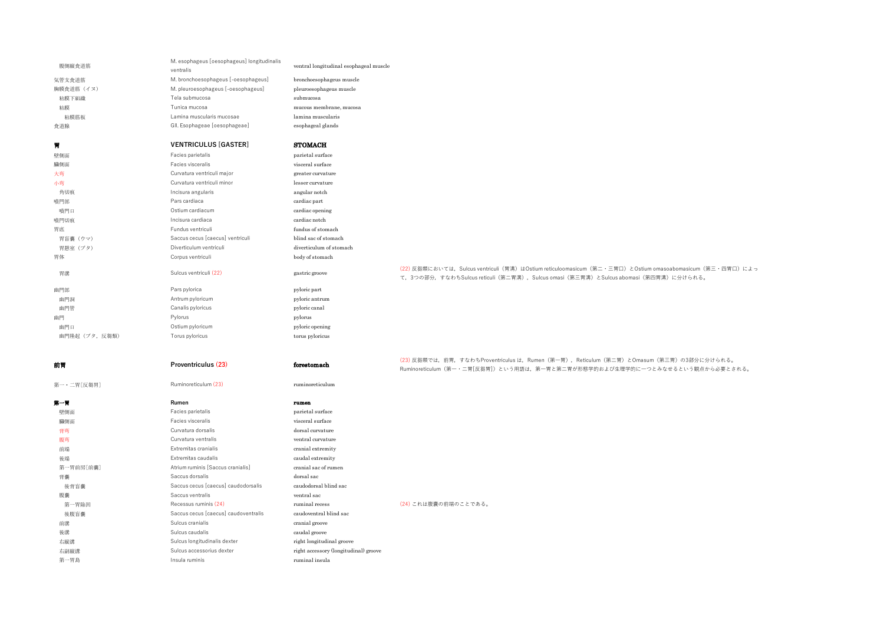| 日本語 | Latin | English | 注 |
|---|---|---|---|
| 腹側縦食道筋 | M. esophageus [oesophageus] longitudinalis ventralis | ventral longitudinal esophageal muscle | |
| 気管支食道筋 | M. bronchoesophageus [-oesophageus] | bronchoesophageus muscle | |
| 胸膜食道筋（イヌ） | M. pleuroesophageus [-oesophageus] | pleuroesophageus muscle | |
| 粘膜下組織 | Tela submucosa | submucosa | |
| 粘膜 | Tunica mucosa | mucous membrane, mucosa | |
| 粘膜筋板 | Lamina muscularis mucosae | lamina muscularis | |
| 食道腺 | Gll. Esophageae [oesophageae] | esophageal glands | |
| **胃** | **VENTRICULUS [GASTER]** | **STOMACH** | |
| 壁側面 | Facies parietalis | parietal surface | |
| 臓側面 | Facies visceralis | visceral surface | |
| 大弯 | Curvatura ventriculi major | greater curvature | |
| 小弯 | Curvatura ventriculi minor | lesser curvature | |
| 角切痕 | Incisura angularis | angular notch | |
| 噴門部 | Pars cardiaca | cardiac part | |
| 噴門口 | Ostium cardiacum | cardiac opening | |
| 噴門切痕 | Incisura cardiaca | cardiac notch | |
| 胃底 | Fundus ventriculi | fundus of stomach | |
| 胃盲嚢（ウマ） | Saccus cecus [caecus] ventriculi | blind sac of stomach | |
| 胃憩室（ブタ） | Diverticulum ventriculi | diverticulum of stomach | |
| 胃体 | Corpus ventriculi | body of stomach | |
| 胃溝 | Sulcus ventriculi (22) | gastric groove | (22) 反芻類においては，Sulcus ventriculi（胃溝）はOstium reticuloomasicum（第二・三胃口）とOstium omasoabomasicum（第三・四胃口）によって，3つの部分，すなわちSulcus reticuli（第二胃溝），Sulcus omasi（第三胃溝）とSulcus abomasi（第四胃溝）に分けられる。 |
| 幽門部 | Pars pylorica | pyloric part | |
| 幽門洞 | Antrum pyloricum | pyloric antrum | |
| 幽門管 | Canalis pyloricus | pyloric canal | |
| 幽門 | Pylorus | pylorus | |
| 幽門口 | Ostium pyloricum | pyloric opening | |
| 幽門隆起（ブタ，反芻類） | Torus pyloricus | torus pyloricus | |
| **前胃** | **Proventriculus (23)** | **forestomach** | (23) 反芻類では，前胃，すなわちProventriculus は，Rumen（第一胃），Reticulum（第二胃）とOmasum（第三胃）の3部分に分けられる。Ruminoreticulum（第一・二胃[反芻胃]）という用語は，第一胃と第二胃が形態学的および生理学的に一つとみなせるという観点から必要とされる。 |
| 第一・二胃[反芻胃] | Ruminoreticulum (23) | ruminoreticulum | |
| **第一胃** | **Rumen** | **rumen** | |
| 壁側面 | Facies parietalis | parietal surface | |
| 臓側面 | Facies visceralis | visceral surface | |
| 背弯 | Curvatura dorsalis | dorsal curvature | |
| 腹弯 | Curvatura ventralis | ventral curvature | |
| 前端 | Extremitas cranialis | cranial extremity | |
| 後端 | Extremitas caudalis | caudal extremity | |
| 第一胃前房[前嚢] | Atrium ruminis [Saccus cranialis] | cranial sac of rumen | |
| 背嚢 | Saccus dorsalis | dorsal sac | |
| 後背盲嚢 | Saccus cecus [caecus] caudodorsalis | caudodorsal blind sac | |
| 腹嚢 | Saccus ventralis | ventral sac | |
| 第一胃陥凹 | Recessus ruminis (24) | ruminal recess | (24) これは腹嚢の前端のことである。 |
| 後腹盲嚢 | Saccus cecus [caecus] caudoventralis | caudoventral blind sac | |
| 前溝 | Sulcus cranialis | cranial groove | |
| 後溝 | Sulcus caudalis | caudal groove | |
| 右縦溝 | Sulcus longitudinalis dexter | right longitudinal groove | |
| 右副縦溝 | Sulcus accessorius dexter | right accessory (longitudinal) groove | |
| 第一胃島 | Insula ruminis | ruminal insula | |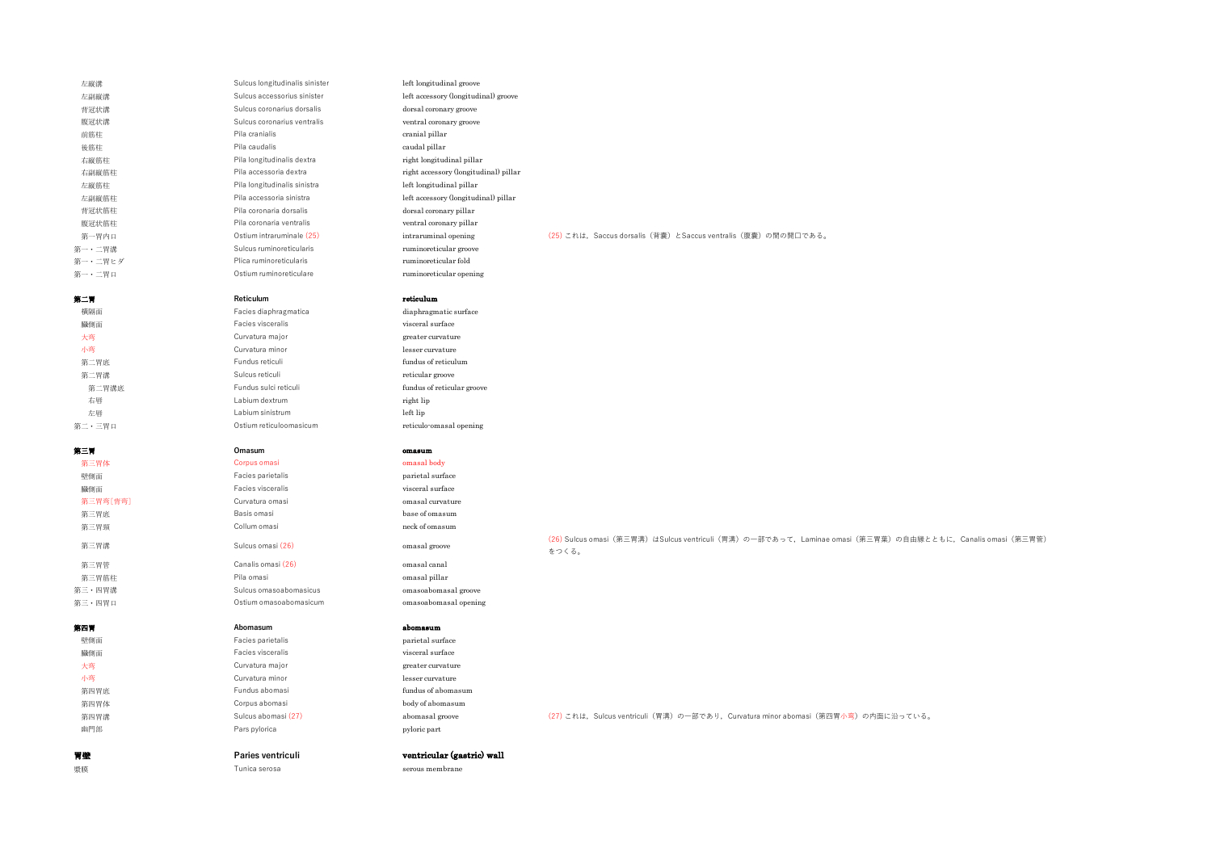| | | | |
|---|---|---|---|
| 左縦溝 | Sulcus longitudinalis sinister | left longitudinal groove | |
| 左副縦溝 | Sulcus accessorius sinister | left accessory (longitudinal) groove | |
| 背冠状溝 | Sulcus coronarius dorsalis | dorsal coronary groove | |
| 腹冠状溝 | Sulcus coronarius ventralis | ventral coronary groove | |
| 前筋柱 | Pila cranialis | cranial pillar | |
| 後筋柱 | Pila caudalis | caudal pillar | |
| 右縦筋柱 | Pila longitudinalis dextra | right longitudinal pillar | |
| 右副縦筋柱 | Pila accessoria dextra | right accessory (longitudinal) pillar | |
| 左縦筋柱 | Pila longitudinalis sinistra | left longitudinal pillar | |
| 左副縦筋柱 | Pila accessoria sinistra | left accessory (longitudinal) pillar | |
| 背冠状筋柱 | Pila coronaria dorsalis | dorsal coronary pillar | |
| 腹冠状筋柱 | Pila coronaria ventralis | ventral coronary pillar | |
| 第一胃内口 | Ostium intraruminale (25) | intraruminal opening | (25) これは，Saccus dorsalis（背嚢）とSaccus ventralis（腹嚢）の間の開口である。 |
| 第一・二胃溝 | Sulcus ruminoreticularis | ruminoreticular groove | |
| 第一・二胃ヒダ | Plica ruminoreticularis | ruminoreticular fold | |
| 第一・二胃口 | Ostium ruminoreticulare | ruminoreticular opening | |
| **第二胃** | **Reticulum** | **reticulum** | |
| 横隔面 | Facies diaphragmatica | diaphragmatic surface | |
| 臓側面 | Facies visceralis | visceral surface | |
| 大弯 | Curvatura major | greater curvature | |
| 小弯 | Curvatura minor | lesser curvature | |
| 第二胃底 | Fundus reticuli | fundus of reticulum | |
| 第二胃溝 | Sulcus reticuli | reticular groove | |
| 第二胃溝底 | Fundus sulci reticuli | fundus of reticular groove | |
| 右唇 | Labium dextrum | right lip | |
| 左唇 | Labium sinistrum | left lip | |
| 第二・三胃口 | Ostium reticuloomasicum | reticulo-omasal opening | |
| **第三胃** | **Omasum** | **omasum** | |
| 第三胃体 | Corpus omasi | omasal body | |
| 壁側面 | Facies parietalis | parietal surface | |
| 臓側面 | Facies visceralis | visceral surface | |
| 第三胃弯 [背弯] | Curvatura omasi | omasal curvature | |
| 第三胃底 | Basis omasi | base of omasum | |
| 第三胃頸 | Collum omasi | neck of omasum | |
| 第三胃溝 | Sulcus omasi (26) | omasal groove | (26) Sulcus omasi（第三胃溝）はSulcus ventriculi（胃溝）の一部であって，Laminae omasi（第三胃葉）の自由縁とともに，Canalis omasi（第三胃管）をつくる。 |
| 第三胃管 | Canalis omasi (26) | omasal canal | |
| 第三胃筋柱 | Pila omasi | omasal pillar | |
| 第三・四胃溝 | Sulcus omasoabomasicus | omasoabomasal groove | |
| 第三・四胃口 | Ostium omasoabomasicum | omasoabomasal opening | |
| **第四胃** | **Abomasum** | **abomasum** | |
| 壁側面 | Facies parietalis | parietal surface | |
| 臓側面 | Facies visceralis | visceral surface | |
| 大弯 | Curvatura major | greater curvature | |
| 小弯 | Curvatura minor | lesser curvature | |
| 第四胃底 | Fundus abomasi | fundus of abomasum | |
| 第四胃体 | Corpus abomasi | body of abomasum | |
| 第四胃溝 | Sulcus abomasi (27) | abomasal groove | (27) これは，Sulcus ventriculi（胃溝）の一部であり，Curvatura minor abomasi（第四胃小弯）の内面に沿っている。 |
| 幽門部 | Pars pylorica | pyloric part | |
| **胃壁** | **Paries ventriculi** | **ventricular (gastric) wall** | |
| 漿膜 | Tunica serosa | serous membrane | |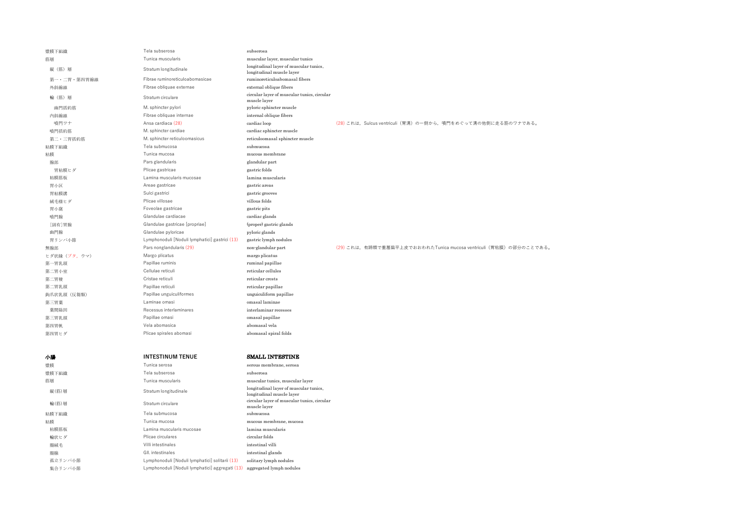| | | | |
|---|---|---|---|
| 漿膜下組織 | Tela subserosa | subserosa | |
| 筋層 | Tunica muscularis | muscular layer, muscular tunics | |
| 縦（筋）層 | Stratum longitudinale | longitudinal layer of muscular tunics, longitudinal muscle layer | |
| 第一・二胃・第四胃線維 | Fibrae ruminoreticuloabomasicae | ruminoreticuloabomasal fibers | |
| 外斜線維 | Fibrae obliquae externae | external oblique fibers | |
| 輪（筋）層 | Stratum circulare | circular layer of muscular tunics, circular muscle layer | |
| 幽門括約筋 | M. sphincter pylori | pyloric sphincter muscle | |
| 内斜線維 | Fibrae obliquae internae | internal oblique fibers | |
| 噴門ワナ | Ansa cardiaca (28) | cardiac loop | (28) これは，Sulcus ventriculi（胃溝）の一側から，噴門をめぐって溝の他側に走る筋のワナである。 |
| 噴門括約筋 | M. sphincter cardiae | cardiac sphincter muscle | |
| 第二・三胃括約筋 | M. sphincter reticuloomasicus | reticuloomasal sphincter muscle | |
| 粘膜下組織 | Tela submucosa | submucosa | |
| 粘膜 | Tunica mucosa | mucous membrane | |
| 腺部 | Pars glandularis | glandular part | |
| 胃粘膜ヒダ | Plicae gastricae | gastric folds | |
| 粘膜筋板 | Lamina muscularis mucosae | lamina muscularis | |
| 胃小区 | Areae gastricae | gastric areas | |
| 胃粘膜溝 | Sulci gastrici | gastric grooves | |
| 絨毛様ヒダ | Plicae villosae | villous folds | |
| 胃小窩 | Foveolae gastricae | gastric pits | |
| 噴門腺 | Glandulae cardiacae | cardiac glands | |
| ［固有］胃腺 | Glandulae gastricae [propriae] | (proper) gastric glands | |
| 幽門腺 | Glandulae pyloricae | pyloric glands | |
| 胃リンパ小節 | Lymphonoduli [Noduli lymphatici] gastrici (13) | gastric lymph nodules | |
| 無腺部 | Pars nonglandularis (29) | non-glandular part | (29) これは，有蹄類で重層扁平上皮でおおわれたTunica mucosa ventriculi（胃粘膜）の部分のことである。 |
| ヒダ状縁（ブタ，ウマ） | Margo plicatus | margo plicatus | |
| 第一胃乳頭 | Papillae ruminis | ruminal papillae | |
| 第二胃小室 | Cellulae reticuli | reticular cellules | |
| 第二胃稜 | Cristae reticuli | reticular crests | |
| 第二胃乳頭 | Papillae reticuli | reticular papillae | |
| 鉤爪状乳頭（反芻類） | Papillae unguiculiformes | unguiculiform papillae | |
| 第三胃葉 | Laminae omasi | omasal laminae | |
| 葉間陥凹 | Recessus interlaminares | interlaminar recesses | |
| 第三胃乳頭 | Papillae omasi | omasal papillae | |
| 第四胃帆 | Vela abomasica | abomasal vela | |
| 第四胃ヒダ | Plicae spirales abomasi | abomasal spiral folds | |

| **小腸** | **INTESTINUM TENUE** | **SMALL INTESTINE** |
|---|---|---|
| 漿膜 | Tunica serosa | serous membrane, serosa |
| 漿膜下組織 | Tela subserosa | subserosa |
| 筋層 | Tunica muscularis | muscular tunics, muscular layer |
| 縦(筋)層 | Stratum longitudinale | longitudinal layer of muscular tunics, longitudinal muscle layer |
| 輪(筋)層 | Stratum circulare | circular layer of muscular tunics, circular muscle layer |
| 粘膜下組織 | Tela submucosa | submucosa |
| 粘膜 | Tunica mucosa | mucous membrane, mucosa |
| 粘膜筋板 | Lamina muscularis mucosae | lamina muscularis |
| 輪状ヒダ | Plicae circulares | circular folds |
| 腸絨毛 | Villi intestinales | intestinal villi |
| 腸腺 | Gll. intestinales | intestinal glands |
| 孤立リンパ小節 | Lymphonoduli [Noduli lymphatici] solitarii (13) | solitary lymph nodules |
| 集合リンパ小節 | Lymphonoduli [Noduli lymphatici] aggregati (13) | aggregated lymph nodules |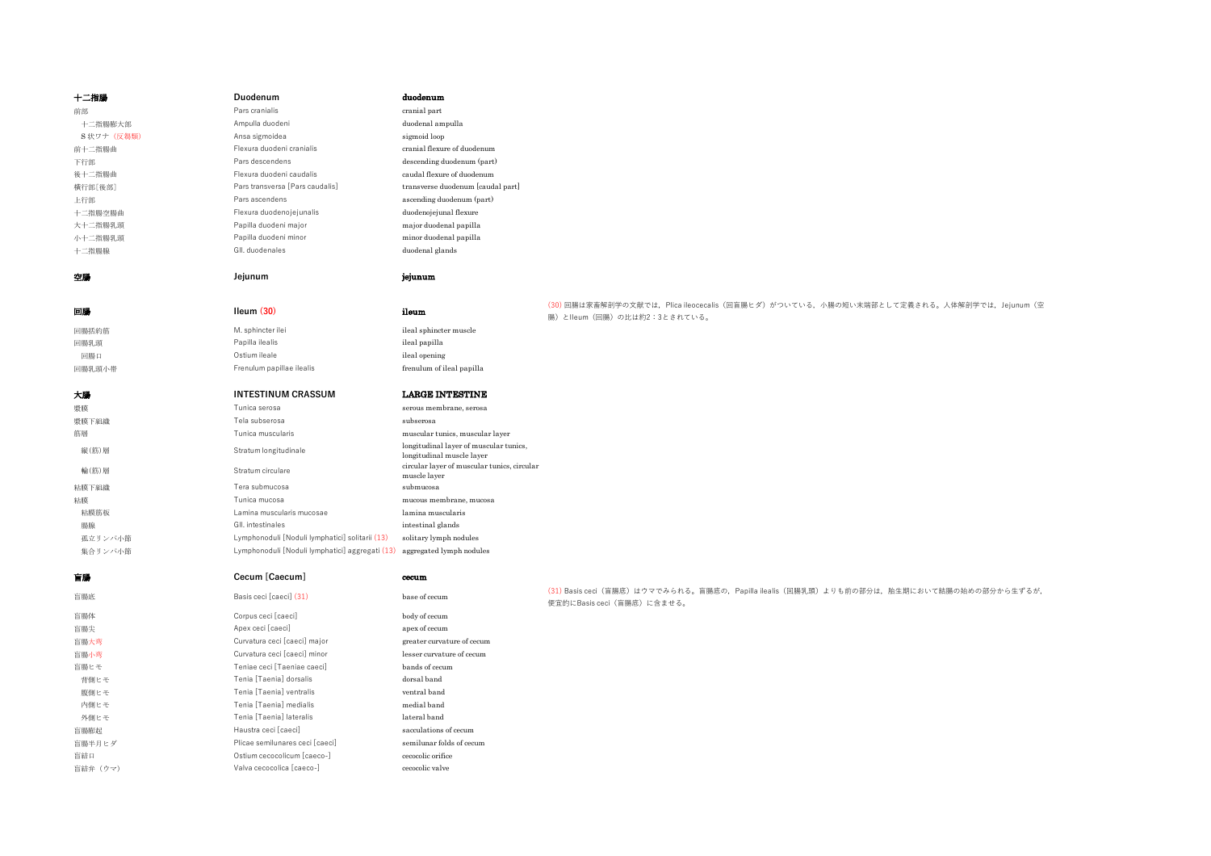| 十二指腸 | Duodenum | duodenum | |
|---|---|---|---|
| 前部 | Pars cranialis | cranial part | |
| 十二指腸膨大部 | Ampulla duodeni | duodenal ampulla | |
| S 状ワナ（反芻類） | Ansa sigmoidea | sigmoid loop | |
| 前十二指腸曲 | Flexura duodeni cranialis | cranial flexure of duodenum | |
| 下行部 | Pars descendens | descending duodenum (part) | |
| 後十二指腸曲 | Flexura duodeni caudalis | caudal flexure of duodenum | |
| 横行部[後部] | Pars transversa [Pars caudalis] | transverse duodenum [caudal part] | |
| 上行部 | Pars ascendens | ascending duodenum (part) | |
| 十二指腸空腸曲 | Flexura duodenojejunalis | duodenojejunal flexure | |
| 大十二指腸乳頭 | Papilla duodeni major | major duodenal papilla | |
| 小十二指腸乳頭 | Papilla duodeni minor | minor duodenal papilla | |
| 十二指腸腺 | Gll. duodenales | duodenal glands | |
| | | | |
| **空腸** | **Jejunum** | **jejunum** | |
| | | | |
| **回腸** | **Ileum (30)** | **ileum** | (30) 回腸は家畜解剖学の文献では，Plica ileocecalis（回盲腸ヒダ）がついている，小腸の短い末端部として定義される。人体解剖学では，Jejunum（空腸）とIleum（回腸）の比は約2：3とされている。 |
| 回腸括約筋 | M. sphincter ilei | ileal sphincter muscle | |
| 回腸乳頭 | Papilla ilealis | ileal papilla | |
| 回腸口 | Ostium ileale | ileal opening | |
| 回腸乳頭小帯 | Frenulum papillae ilealis | frenulum of ileal papilla | |
| | | | |
| **大腸** | **INTESTINUM CRASSUM** | **LARGE INTESTINE** | |
| 漿膜 | Tunica serosa | serous membrane, serosa | |
| 漿膜下組織 | Tela subserosa | subserosa | |
| 筋層 | Tunica muscularis | muscular tunics, muscular layer | |
| 縦(筋)層 | Stratum longitudinale | longitudinal layer of muscular tunics, longitudinal muscle layer | |
| 輪(筋)層 | Stratum circulare | circular layer of muscular tunics, circular muscle layer | |
| 粘膜下組織 | Tera submucosa | submucosa | |
| 粘膜 | Tunica mucosa | mucous membrane, mucosa | |
| 粘膜筋板 | Lamina muscularis mucosae | lamina muscularis | |
| 腸腺 | Gll. intestinales | intestinal glands | |
| 孤立リンパ小節 | Lymphonoduli [Noduli lymphatici] solitarii (13) | solitary lymph nodules | |
| 集合リンパ小節 | Lymphonoduli [Noduli lymphatici] aggregati (13) | aggregated lymph nodules | |
| | | | |
| **盲腸** | **Cecum [Caecum]** | **cecum** | |
| 盲腸底 | Basis ceci [caeci] (31) | base of cecum | (31) Basis ceci（盲腸底）はウマでみられる。盲腸底の，Papilla ilealis（回腸乳頭）よりも前の部分は，胎生期において結腸の始めの部分から生ずるが，便宜的にBasis ceci（盲腸底）に含ませる。 |
| 盲腸体 | Corpus ceci [caeci] | body of cecum | |
| 盲腸尖 | Apex ceci [caeci] | apex of cecum | |
| 盲腸大弯 | Curvatura ceci [caeci] major | greater curvature of cecum | |
| 盲腸小弯 | Curvatura ceci [caeci] minor | lesser curvature of cecum | |
| 盲腸ヒモ | Teniae ceci [Taeniae caeci] | bands of cecum | |
| 背側ヒモ | Tenia [Taenia] dorsalis | dorsal band | |
| 腹側ヒモ | Tenia [Taenia] ventralis | ventral band | |
| 内側ヒモ | Tenia [Taenia] medialis | medial band | |
| 外側ヒモ | Tenia [Taenia] lateralis | lateral band | |
| 盲腸膨起 | Haustra ceci [caeci] | sacculations of cecum | |
| 盲腸半月ヒダ | Plicae semilunares ceci [caeci] | semilunar folds of cecum | |
| 盲結口 | Ostium cecocolicum [caeco-] | cecocolic orifice | |
| 盲結弁（ウマ） | Valva cecocolica [caeco-] | cecocolic valve | |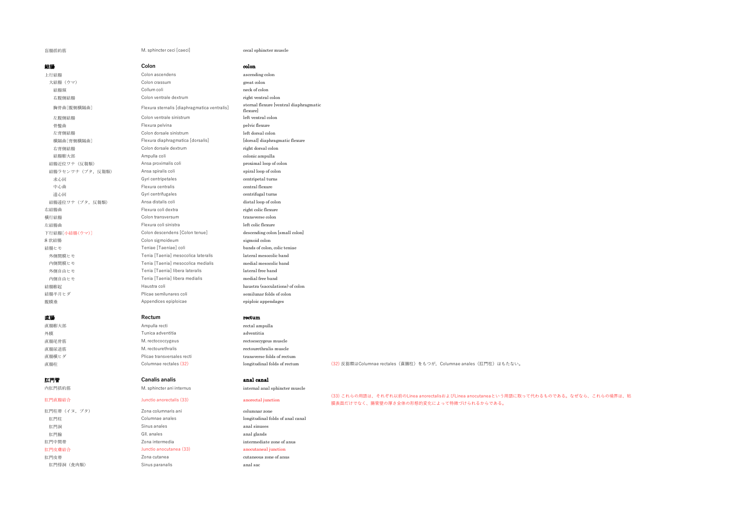| | | | |
|---|---|---|---|
| 盲腸括約筋 | M. sphincter ceci [caeci] | cecal sphincter muscle | |
| **結腸** | **Colon** | **colon** | |
| 上行結腸 | Colon ascendens | ascending colon | |
| 大結腸（ウマ） | Colon crassum | great colon | |
| 結腸頸 | Collum coli | neck of colon | |
| 右腹側結腸 | Colon ventrale dextrum | right ventral colon | |
| 胸骨曲［腹側横隔曲］ | Flexura sternalis [diaphragmatica ventralis] | sternal flexure [ventral diaphragmatic flexure] | |
| 左腹側結腸 | Colon ventrale sinistrum | left ventral colon | |
| 骨盤曲 | Flexura pelvina | pelvic flexure | |
| 左背側結腸 | Colon dorsale sinistrum | left dorsal colon | |
| 横隔曲［背側横隔曲］ | Flexura diaphragmatica [dorsalis] | [dorsal] diaphragmatic flexure | |
| 右背側結腸 | Colon dorsale dextrum | right dorsal colon | |
| 結腸膨大部 | Ampulla coli | colonic ampulla | |
| 結腸近位ワナ（反芻類） | Ansa proximalis coli | proximal loop of colon | |
| 結腸ラセンワナ（ブタ，反芻類） | Ansa spiralis coli | spiral loop of colon | |
| 求心回 | Gyri centripetales | centripetal turns | |
| 中心曲 | Flexura centralis | central flexure | |
| 遠心回 | Gyri centrifugales | centrifugal turns | |
| 結腸遠位ワナ（ブタ，反芻類） | Ansa distalis coli | distal loop of colon | |
| 右結腸曲 | Flexura coli dextra | right colic flexure | |
| 横行結腸 | Colon transversum | transverse colon | |
| 左結腸曲 | Flexura coli sinistra | left colic flexure | |
| 下行結腸［小結腸（ウマ）］ | Colon descendens [Colon tenue] | descending colon [small colon] | |
| S 状結腸 | Colon sigmoideum | sigmoid colon | |
| 結腸ヒモ | Teniae [Taeniae] coli | bands of colon, colic teniae | |
| 外側間膜ヒモ | Tenia [Taenia] mesocolica lateralis | lateral mesocolic band | |
| 内側間膜ヒモ | Tenia [Taenia] mesocolica medialis | medial mesocolic band | |
| 外側自由ヒモ | Tenia [Taenia] libera lateralis | lateral free band | |
| 内側自由ヒモ | Tenia [Taenia] libera medialis | medial free band | |
| 結腸膨起 | Haustra coli | haustra (sacculations) of colon | |
| 結腸半月ヒダ | Plicae semilunares coli | semilunar folds of colon | |
| 腹膜垂 | Appendices epiploicae | epiploic appendages | |
| **直腸** | **Rectum** | **rectum** | |
| 直腸膨大部 | Ampulla recti | rectal ampulla | |
| 外膜 | Tunica adventitia | adventitia | |
| 直腸尾骨筋 | M. rectococcygeus | rectococcygeus muscle | |
| 直腸尿道筋 | M. rectourethralis | rectourethralis muscle | |
| 直腸横ヒダ | Plicae transversales recti | transverse folds of rectum | |
| 直腸柱 | Columnae rectales (32) | longitudinal folds of rectum | (32) 反芻類はColumnae rectales（直腸柱）をもつが，Columnae anales（肛門柱）はもたない。 |
| **肛門管** | **Canalis analis** | **anal canal** | |
| 内肛門括約筋 | M. sphincter ani internus | internal anal sphincter muscle | |
| 肛門直腸結合 | Junctio anorectalis (33) | anorectal junction | (33) これらの用語は、それぞれ以前のLinea anorectalisおよびLinea anocutaneaという用語に取って代わるものである。なぜなら、これらの境界は、粘膜表面だけでなく、腸管壁の厚さ全体の形態的変化によって特徴づけられるからである。 |
| 肛門柱帯（イヌ，ブタ） | Zona columnaris ani | columnar zone | |
| 肛門柱 | Columnae anales | longitudinal folds of anal canal | |
| 肛門洞 | Sinus anales | anal sinuses | |
| 肛門腺 | Gll. anales | anal glands | |
| 肛門中間帯 | Zona intermedia | intermediate zone of anus | |
| 肛門皮膚結合 | Junctio anocutanea (33) | anocutaneal junction | |
| 肛門皮帯 | Zona cutanea | cutaneous zone of anus | |
| 肛門傍洞（食肉類） | Sinus paranalis | anal sac | |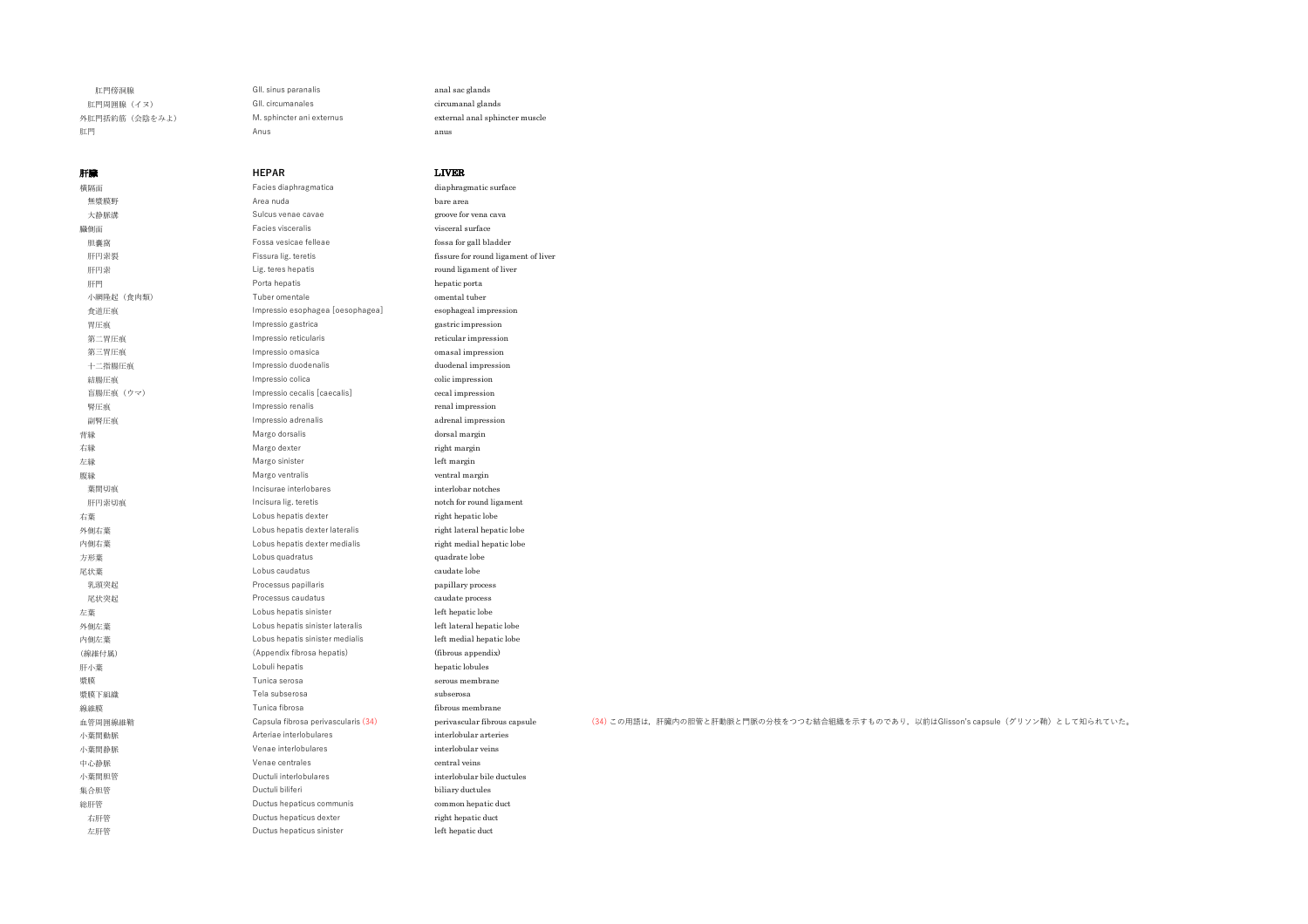| | | | |
|---|---|---|---|
| 肛門傍洞腺 | Gll. sinus paranalis | anal sac glands | |
| 肛門周囲腺（イヌ） | Gll. circumanales | circumanal glands | |
| 外肛門括約筋（会陰をみよ） | M. sphincter ani externus | external anal sphincter muscle | |
| 肛門 | Anus | anus | |

| **肝臓** | **HEPAR** | **LIVER** | |
|---|---|---|---|
| 横隔面 | Facies diaphragmatica | diaphragmatic surface | |
| 無漿膜野 | Area nuda | bare area | |
| 大静脈溝 | Sulcus venae cavae | groove for vena cava | |
| 臓側面 | Facies visceralis | visceral surface | |
| 胆嚢窩 | Fossa vesicae felleae | fossa for gall bladder | |
| 肝円索裂 | Fissura lig. teretis | fissure for round ligament of liver | |
| 肝円索 | Lig. teres hepatis | round ligament of liver | |
| 肝門 | Porta hepatis | hepatic porta | |
| 小網隆起（食肉類） | Tuber omentale | omental tuber | |
| 食道圧痕 | Impressio esophagea [oesophagea] | esophageal impression | |
| 胃圧痕 | Impressio gastrica | gastric impression | |
| 第二胃圧痕 | Impressio reticularis | reticular impression | |
| 第三胃圧痕 | Impressio omasica | omasal impression | |
| 十二指腸圧痕 | Impressio duodenalis | duodenal impression | |
| 結腸圧痕 | Impressio colica | colic impression | |
| 盲腸圧痕（ウマ） | Impressio cecalis [caecalis] | cecal impression | |
| 腎圧痕 | Impressio renalis | renal impression | |
| 副腎圧痕 | Impressio adrenalis | adrenal impression | |
| 背縁 | Margo dorsalis | dorsal margin | |
| 右縁 | Margo dexter | right margin | |
| 左縁 | Margo sinister | left margin | |
| 腹縁 | Margo ventralis | ventral margin | |
| 葉間切痕 | Incisurae interlobares | interlobar notches | |
| 肝円索切痕 | Incisura lig. teretis | notch for round ligament | |
| 右葉 | Lobus hepatis dexter | right hepatic lobe | |
| 外側右葉 | Lobus hepatis dexter lateralis | right lateral hepatic lobe | |
| 内側右葉 | Lobus hepatis dexter medialis | right medial hepatic lobe | |
| 方形葉 | Lobus quadratus | quadrate lobe | |
| 尾状葉 | Lobus caudatus | caudate lobe | |
| 乳頭突起 | Processus papillaris | papillary process | |
| 尾状突起 | Processus caudatus | caudate process | |
| 左葉 | Lobus hepatis sinister | left hepatic lobe | |
| 外側左葉 | Lobus hepatis sinister lateralis | left lateral hepatic lobe | |
| 内側左葉 | Lobus hepatis sinister medialis | left medial hepatic lobe | |
| (線維付属) | (Appendix fibrosa hepatis) | (fibrous appendix) | |
| 肝小葉 | Lobuli hepatis | hepatic lobules | |
| 漿膜 | Tunica serosa | serous membrane | |
| 漿膜下組織 | Tela subserosa | subserosa | |
| 線維膜 | Tunica fibrosa | fibrous membrane | |
| 血管周囲線維鞘 | Capsula fibrosa perivascularis (34) | perivascular fibrous capsule | (34) この用語は，肝臓内の胆管と肝動脈と門脈の分枝をつつむ結合組織を示すものであり，以前はGlisson's capsule（グリソン鞘）として知られていた。 |
| 小葉間動脈 | Arteriae interlobulares | interlobular arteries | |
| 小葉間静脈 | Venae interlobulares | interlobular veins | |
| 中心静脈 | Venae centrales | central veins | |
| 小葉間胆管 | Ductuli interlobulares | interlobular bile ductules | |
| 集合胆管 | Ductuli biliferi | biliary ductules | |
| 総肝管 | Ductus hepaticus communis | common hepatic duct | |
| 右肝管 | Ductus hepaticus dexter | right hepatic duct | |
| 左肝管 | Ductus hepaticus sinister | left hepatic duct | |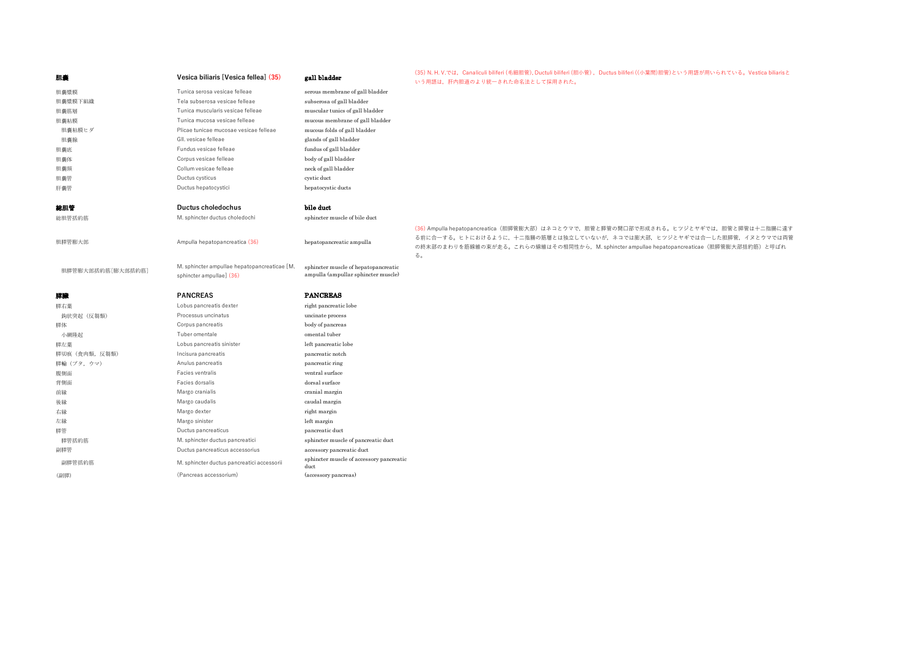| 胆嚢 | Vesica biliaris [Vesica fellea] (35) | gall bladder |
|---|---|---|
| 胆嚢漿膜 | Tunica serosa vesicae felleae | serous membrane of gall bladder |
| 胆嚢漿膜下組織 | Tela subserosa vesicae felleae | subserosa of gall bladder |
| 胆嚢筋層 | Tunica muscularis vesicae felleae | muscular tunics of gall bladder |
| 胆嚢粘膜 | Tunica mucosa vesicae felleae | mucous membrane of gall bladder |
| 胆嚢粘膜ヒダ | Plicae tunicae mucosae vesicae felleae | mucous folds of gall bladder |
| 胆嚢腺 | Gll. vesicae felleae | glands of gall bladder |
| 胆嚢底 | Fundus vesicae felleae | fundus of gall bladder |
| 胆嚢体 | Corpus vesicae felleae | body of gall bladder |
| 胆嚢頸 | Collum vesicae felleae | neck of gall bladder |
| 胆嚢管 | Ductus cysticus | cystic duct |
| 肝嚢管 | Ductus hepatocystici | hepatocystic ducts |

(35) N. H. V.では，Canaliculi biliferi (毛細胆管), Ductuli biliferi (胆小管)，Ductus biliferi ((小葉間)胆管)という用語が用いられている。Vestica biliarisという用語は，肝内胆道のより統一された命名法として採用された。

| 総胆管 | Ductus choledochus | bile duct |
|---|---|---|
| 総胆管括約筋 | M. sphincter ductus choledochi | sphincter muscle of bile duct |
| 胆膵管膨大部 | Ampulla hepatopancreatica (36) | hepatopancreatic ampulla |
| 胆膵管膨大部括約筋 [膨大部括約筋] | M. sphincter ampullae hepatopancreaticae [M. sphincter ampullae] (36) | sphincter muscle of hepatopancreatic ampulla (ampullar sphincter muscle) |

(36) Ampulla hepatopancreatica（胆膵管膨大部）はネコとウマで，胆管と膵管の開口部で形成される。ヒツジとヤギでは，胆管と膵管は十二指腸に達する前に合一する。ヒトにおけるように，十二指腸の筋層とは独立していないが，ネコでは膨大部，ヒツジとヤギでは合一した胆膵管，イヌとウマでは両管の終末部のまわりを筋線維の束が走る。これらの線維はその相同性から，M. sphincter ampullae hepatopancreaticae（胆膵管膨大部括約筋）と呼ばれる。

| 膵臓 | PANCREAS | PANCREAS |
|---|---|---|
| 膵右葉 | Lobus pancreatis dexter | right pancreatic lobe |
| 鉤状突起（反芻類） | Processus uncinatus | uncinate process |
| 膵体 | Corpus pancreatis | body of pancreas |
| 小網隆起 | Tuber omentale | omental tuber |
| 膵左葉 | Lobus pancreatis sinister | left pancreatic lobe |
| 膵切痕（食肉類，反芻類） | Incisura pancreatis | pancreatic notch |
| 膵輪（ブタ，ウマ） | Anulus pancreatis | pancreatic ring |
| 腹側面 | Facies ventralis | ventral surface |
| 背側面 | Facies dorsalis | dorsal surface |
| 前縁 | Margo cranialis | cranial margin |
| 後縁 | Margo caudalis | caudal margin |
| 右縁 | Margo dexter | right margin |
| 左縁 | Margo sinister | left margin |
| 膵管 | Ductus pancreaticus | pancreatic duct |
| 膵管括約筋 | M. sphincter ductus pancreatici | sphincter muscle of pancreatic duct |
| 副膵管 | Ductus pancreaticus accessorius | accessory pancreatic duct |
| 副膵管括約筋 | M. sphincter ductus pancreatici accessorii | sphincter muscle of accessory pancreatic duct |
| (副膵) | (Pancreas accessorium) | (accessory pancreas) |